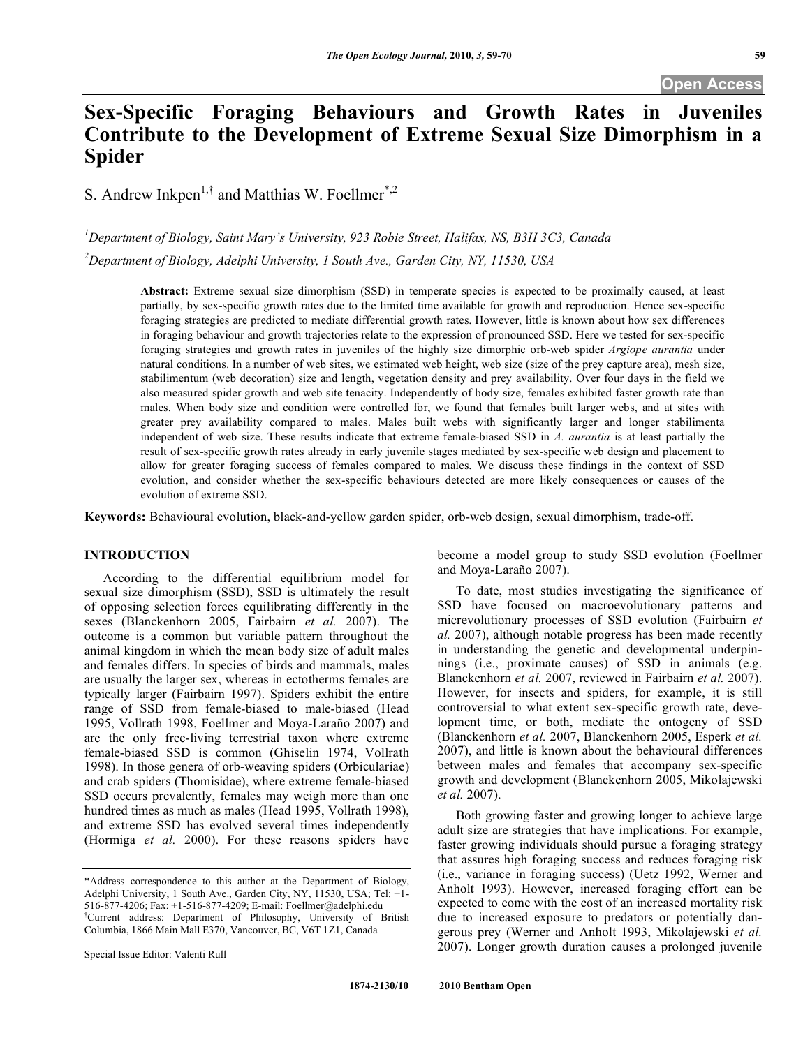Open Access

# Sex-Specific Foraging Behaviours and Growth Rates in Juveniles Contribute to the Development of Extreme Sexual Size Dimorphism in a Spider

S. Andrew Inkpen[1,†] and Matthias W. Foellmer[*,2]

[1]Department of Biology, Saint Mary's University, 923 Robie Street, Halifax, NS, B3H 3C3, Canada

[2]Department of Biology, Adelphi University, 1 South Ave., Garden City, NY, 11530, USA

**Abstract:** Extreme sexual size dimorphism (SSD) in temperate species is expected to be proximally caused, at least partially, by sex-specific growth rates due to the limited time available for growth and reproduction. Hence sex-specific foraging strategies are predicted to mediate differential growth rates. However, little is known about how sex differences in foraging behaviour and growth trajectories relate to the expression of pronounced SSD. Here we tested for sex-specific foraging strategies and growth rates in juveniles of the highly size dimorphic orb-web spider *Argiope aurantia* under natural conditions. In a number of web sites, we estimated web height, web size (size of the prey capture area), mesh size, stabilimentum (web decoration) size and length, vegetation density and prey availability. Over four days in the field we also measured spider growth and web site tenacity. Independently of body size, females exhibited faster growth rate than males. When body size and condition were controlled for, we found that females built larger webs, and at sites with greater prey availability compared to males. Males built webs with significantly larger and longer stabilimenta independent of web size. These results indicate that extreme female-biased SSD in *A. aurantia* is at least partially the result of sex-specific growth rates already in early juvenile stages mediated by sex-specific web design and placement to allow for greater foraging success of females compared to males. We discuss these findings in the context of SSD evolution, and consider whether the sex-specific behaviours detected are more likely consequences or causes of the evolution of extreme SSD.

**Keywords:** Behavioural evolution, black-and-yellow garden spider, orb-web design, sexual dimorphism, trade-off.

## INTRODUCTION

According to the differential equilibrium model for sexual size dimorphism (SSD), SSD is ultimately the result of opposing selection forces equilibrating differently in the sexes (Blanckenhorn 2005, Fairbairn *et al.* 2007). The outcome is a common but variable pattern throughout the animal kingdom in which the mean body size of adult males and females differs. In species of birds and mammals, males are usually the larger sex, whereas in ectotherms females are typically larger (Fairbairn 1997). Spiders exhibit the entire range of SSD from female-biased to male-biased (Head 1995, Vollrath 1998, Foellmer and Moya-Laraño 2007) and are the only free-living terrestrial taxon where extreme female-biased SSD is common (Ghiselin 1974, Vollrath 1998). In those genera of orb-weaving spiders (Orbiculariae) and crab spiders (Thomisidae), where extreme female-biased SSD occurs prevalently, females may weigh more than one hundred times as much as males (Head 1995, Vollrath 1998), and extreme SSD has evolved several times independently (Hormiga *et al.* 2000). For these reasons spiders have become a model group to study SSD evolution (Foellmer and Moya-Laraño 2007).

To date, most studies investigating the significance of SSD have focused on macroevolutionary patterns and micrevolutionary processes of SSD evolution (Fairbairn *et al.* 2007), although notable progress has been made recently in understanding the genetic and developmental underpinnings (i.e., proximate causes) of SSD in animals (e.g. Blanckenhorn *et al.* 2007, reviewed in Fairbairn *et al.* 2007). However, for insects and spiders, for example, it is still controversial to what extent sex-specific growth rate, development time, or both, mediate the ontogeny of SSD (Blanckenhorn *et al.* 2007, Blanckenhorn 2005, Esperk *et al.* 2007), and little is known about the behavioural differences between males and females that accompany sex-specific growth and development (Blanckenhorn 2005, Mikolajewski *et al.* 2007).

Both growing faster and growing longer to achieve large adult size are strategies that have implications. For example, faster growing individuals should pursue a foraging strategy that assures high foraging success and reduces foraging risk (i.e., variance in foraging success) (Uetz 1992, Werner and Anholt 1993). However, increased foraging effort can be expected to come with the cost of an increased mortality risk due to increased exposure to predators or potentially dangerous prey (Werner and Anholt 1993, Mikolajewski *et al.* 2007). Longer growth duration causes a prolonged juvenile

*Address correspondence to this author at the Department of Biology, Adelphi University, 1 South Ave., Garden City, NY, 11530, USA; Tel: +1-516-877-4206; Fax: +1-516-877-4209; E-mail: Foellmer@adelphi.edu
†Current address: Department of Philosophy, University of British Columbia, 1866 Main Mall E370, Vancouver, BC, V6T 1Z1, Canada

Special Issue Editor: Valenti Rull

1874-2130/10 2010 Bentham Open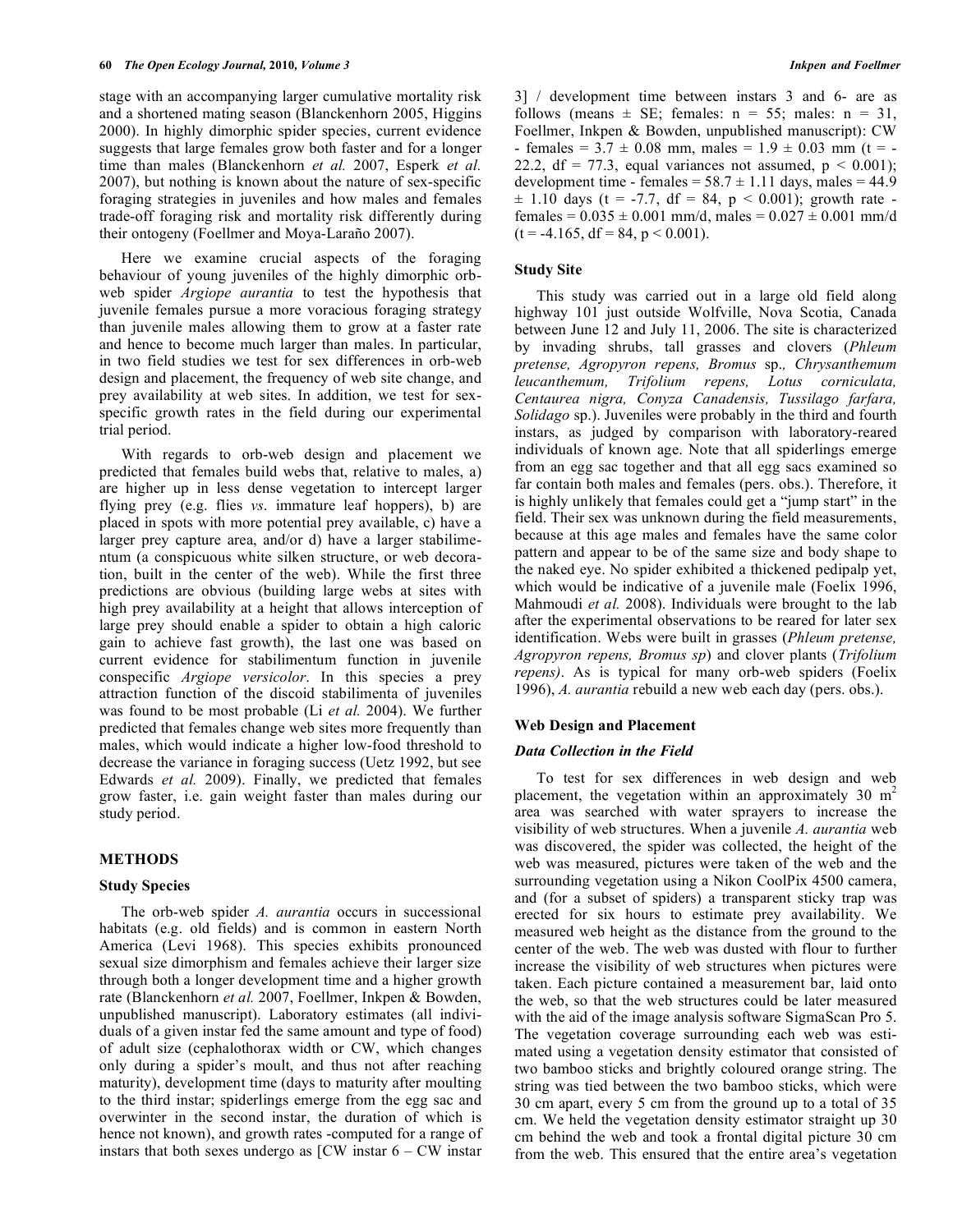stage with an accompanying larger cumulative mortality risk and a shortened mating season (Blanckenhorn 2005, Higgins 2000). In highly dimorphic spider species, current evidence suggests that large females grow both faster and for a longer time than males (Blanckenhorn *et al.* 2007, Esperk *et al.* 2007), but nothing is known about the nature of sex-specific foraging strategies in juveniles and how males and females trade-off foraging risk and mortality risk differently during their ontogeny (Foellmer and Moya-Laraño 2007).

Here we examine crucial aspects of the foraging behaviour of young juveniles of the highly dimorphic orb-web spider *Argiope aurantia* to test the hypothesis that juvenile females pursue a more voracious foraging strategy than juvenile males allowing them to grow at a faster rate and hence to become much larger than males. In particular, in two field studies we test for sex differences in orb-web design and placement, the frequency of web site change, and prey availability at web sites. In addition, we test for sex-specific growth rates in the field during our experimental trial period.

With regards to orb-web design and placement we predicted that females build webs that, relative to males, a) are higher up in less dense vegetation to intercept larger flying prey (e.g. flies *vs*. immature leaf hoppers), b) are placed in spots with more potential prey available, c) have a larger prey capture area, and/or d) have a larger stabilimentum (a conspicuous white silken structure, or web decoration, built in the center of the web). While the first three predictions are obvious (building large webs at sites with high prey availability at a height that allows interception of large prey should enable a spider to obtain a high caloric gain to achieve fast growth), the last one was based on current evidence for stabilimentum function in juvenile conspecific *Argiope versicolor*. In this species a prey attraction function of the discoid stabilimenta of juveniles was found to be most probable (Li *et al.* 2004). We further predicted that females change web sites more frequently than males, which would indicate a higher low-food threshold to decrease the variance in foraging success (Uetz 1992, but see Edwards *et al.* 2009). Finally, we predicted that females grow faster, i.e. gain weight faster than males during our study period.

## METHODS

### Study Species

The orb-web spider *A. aurantia* occurs in successional habitats (e.g. old fields) and is common in eastern North America (Levi 1968). This species exhibits pronounced sexual size dimorphism and females achieve their larger size through both a longer development time and a higher growth rate (Blanckenhorn *et al.* 2007, Foellmer, Inkpen & Bowden, unpublished manuscript). Laboratory estimates (all individuals of a given instar fed the same amount and type of food) of adult size (cephalothorax width or CW, which changes only during a spider's moult, and thus not after reaching maturity), development time (days to maturity after moulting to the third instar; spiderlings emerge from the egg sac and overwinter in the second instar, the duration of which is hence not known), and growth rates -computed for a range of instars that both sexes undergo as [CW instar 6 – CW instar 3] / development time between instars 3 and 6- are as follows (means ± SE; females: n = 55; males: n = 31, Foellmer, Inkpen & Bowden, unpublished manuscript): CW - females = 3.7 ± 0.08 mm, males = 1.9 ± 0.03 mm ($t = -22.2$, $df = 77.3$, equal variances not assumed, $p < 0.001$); development time - females = 58.7 ± 1.11 days, males = 44.9 ± 1.10 days ($t = -7.7$, $df = 84$, $p < 0.001$); growth rate - females = 0.035 ± 0.001 mm/d, males = 0.027 ± 0.001 mm/d ($t = -4.165$, $df = 84$, $p < 0.001$).

### Study Site

This study was carried out in a large old field along highway 101 just outside Wolfville, Nova Scotia, Canada between June 12 and July 11, 2006. The site is characterized by invading shrubs, tall grasses and clovers (*Phleum pretense, Agropyron repens, Bromus* sp.*, Chrysanthemum leucanthemum, Trifolium repens, Lotus corniculata, Centaurea nigra, Conyza Canadensis, Tussilago farfara, Solidago* sp.). Juveniles were probably in the third and fourth instars, as judged by comparison with laboratory-reared individuals of known age. Note that all spiderlings emerge from an egg sac together and that all egg sacs examined so far contain both males and females (pers. obs.). Therefore, it is highly unlikely that females could get a "jump start" in the field. Their sex was unknown during the field measurements, because at this age males and females have the same color pattern and appear to be of the same size and body shape to the naked eye. No spider exhibited a thickened pedipalp yet, which would be indicative of a juvenile male (Foelix 1996, Mahmoudi *et al.* 2008). Individuals were brought to the lab after the experimental observations to be reared for later sex identification. Webs were built in grasses (*Phleum pretense, Agropyron repens, Bromus sp*) and clover plants (*Trifolium repens)*. As is typical for many orb-web spiders (Foelix 1996), *A. aurantia* rebuild a new web each day (pers. obs.).

### Web Design and Placement

#### *Data Collection in the Field*

To test for sex differences in web design and web placement, the vegetation within an approximately 30 m$^2$ area was searched with water sprayers to increase the visibility of web structures. When a juvenile *A. aurantia* web was discovered, the spider was collected, the height of the web was measured, pictures were taken of the web and the surrounding vegetation using a Nikon CoolPix 4500 camera, and (for a subset of spiders) a transparent sticky trap was erected for six hours to estimate prey availability. We measured web height as the distance from the ground to the center of the web. The web was dusted with flour to further increase the visibility of web structures when pictures were taken. Each picture contained a measurement bar, laid onto the web, so that the web structures could be later measured with the aid of the image analysis software SigmaScan Pro 5. The vegetation coverage surrounding each web was estimated using a vegetation density estimator that consisted of two bamboo sticks and brightly coloured orange string. The string was tied between the two bamboo sticks, which were 30 cm apart, every 5 cm from the ground up to a total of 35 cm. We held the vegetation density estimator straight up 30 cm behind the web and took a frontal digital picture 30 cm from the web. This ensured that the entire area's vegetation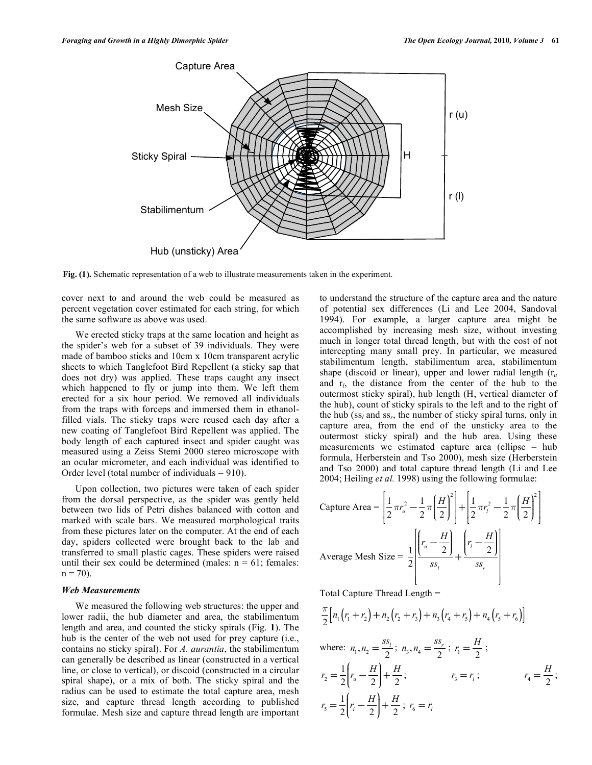Fig. (1). Schematic representation of a web to illustrate measurements taken in the experiment.

cover next to and around the web could be measured as percent vegetation cover estimated for each string, for which the same software as above was used.

We erected sticky traps at the same location and height as the spider's web for a subset of 39 individuals. They were made of bamboo sticks and 10cm x 10cm transparent acrylic sheets to which Tanglefoot Bird Repellent (a sticky sap that does not dry) was applied. These traps caught any insect which happened to fly or jump into them. We left them erected for a six hour period. We removed all individuals from the traps with forceps and immersed them in ethanol-filled vials. The sticky traps were reused each day after a new coating of Tanglefoot Bird Repellent was applied. The body length of each captured insect and spider caught was measured using a Zeiss Stemi 2000 stereo microscope with an ocular micrometer, and each individual was identified to Order level (total number of individuals = 910).

Upon collection, two pictures were taken of each spider from the dorsal perspective, as the spider was gently held between two lids of Petri dishes balanced with cotton and marked with scale bars. We measured morphological traits from these pictures later on the computer. At the end of each day, spiders collected were brought back to the lab and transferred to small plastic cages. These spiders were raised until their sex could be determined (males: n = 61; females: n = 70).

### *Web Measurements*

We measured the following web structures: the upper and lower radii, the hub diameter and area, the stabilimentum length and area, and counted the sticky spirals (Fig. **1**). The hub is the center of the web not used for prey capture (i.e., contains no sticky spiral). For *A. aurantia*, the stabilimentum can generally be described as linear (constructed in a vertical line, or close to vertical), or discoid (constructed in a circular spiral shape), or a mix of both. The sticky spiral and the radius can be used to estimate the total capture area, mesh size, and capture thread length according to published formulae. Mesh size and capture thread length are important to understand the structure of the capture area and the nature of potential sex differences (Li and Lee 2004, Sandoval 1994). For example, a larger capture area might be accomplished by increasing mesh size, without investing much in longer total thread length, but with the cost of not intercepting many small prey. In particular, we measured stabilimentum length, stabilimentum area, stabilimentum shape (discoid or linear), upper and lower radial length ($r_u$ and $r_l$, the distance from the center of the hub to the outermost sticky spiral), hub length (H, vertical diameter of the hub), count of sticky spirals to the left and to the right of the hub ($ss_l$ and $ss_r$, the number of sticky spiral turns, only in capture area, from the end of the unsticky area to the outermost sticky spiral) and the hub area. Using these measurements we estimated capture area (ellipse – hub formula, Herberstein and Tso 2000), mesh size (Herberstein and Tso 2000) and total capture thread length (Li and Lee 2004; Heiling *et al.* 1998) using the following formulae:

$$\text{Capture Area} = \left[\frac{1}{2}\pi r_u^2 - \frac{1}{2}\pi\left(\frac{H}{2}\right)^2\right] + \left[\frac{1}{2}\pi r_l^2 - \frac{1}{2}\pi\left(\frac{H}{2}\right)^2\right]$$

$$\text{Average Mesh Size} = \frac{1}{2}\left[\frac{\left(r_u - \frac{H}{2}\right)}{ss_l} + \frac{\left(r_l - \frac{H}{2}\right)}{ss_r}\right]$$

Total Capture Thread Length =

$$\frac{\pi}{2}\left[n_1(r_1 + r_2) + n_2(r_2 + r_3) + n_3(r_4 + r_5) + n_4(r_5 + r_6)\right]$$

where: $n_1, n_2 = \frac{ss_l}{2}$; $n_3, n_4 = \frac{ss_r}{2}$; $r_1 = \frac{H}{2}$;

$r_2 = \frac{1}{2}\left(r_u - \frac{H}{2}\right) + \frac{H}{2}$; $r_3 = r_l$; $r_4 = \frac{H}{2}$;

$r_5 = \frac{1}{2}\left(r_l - \frac{H}{2}\right) + \frac{H}{2}$; $r_6 = r_l$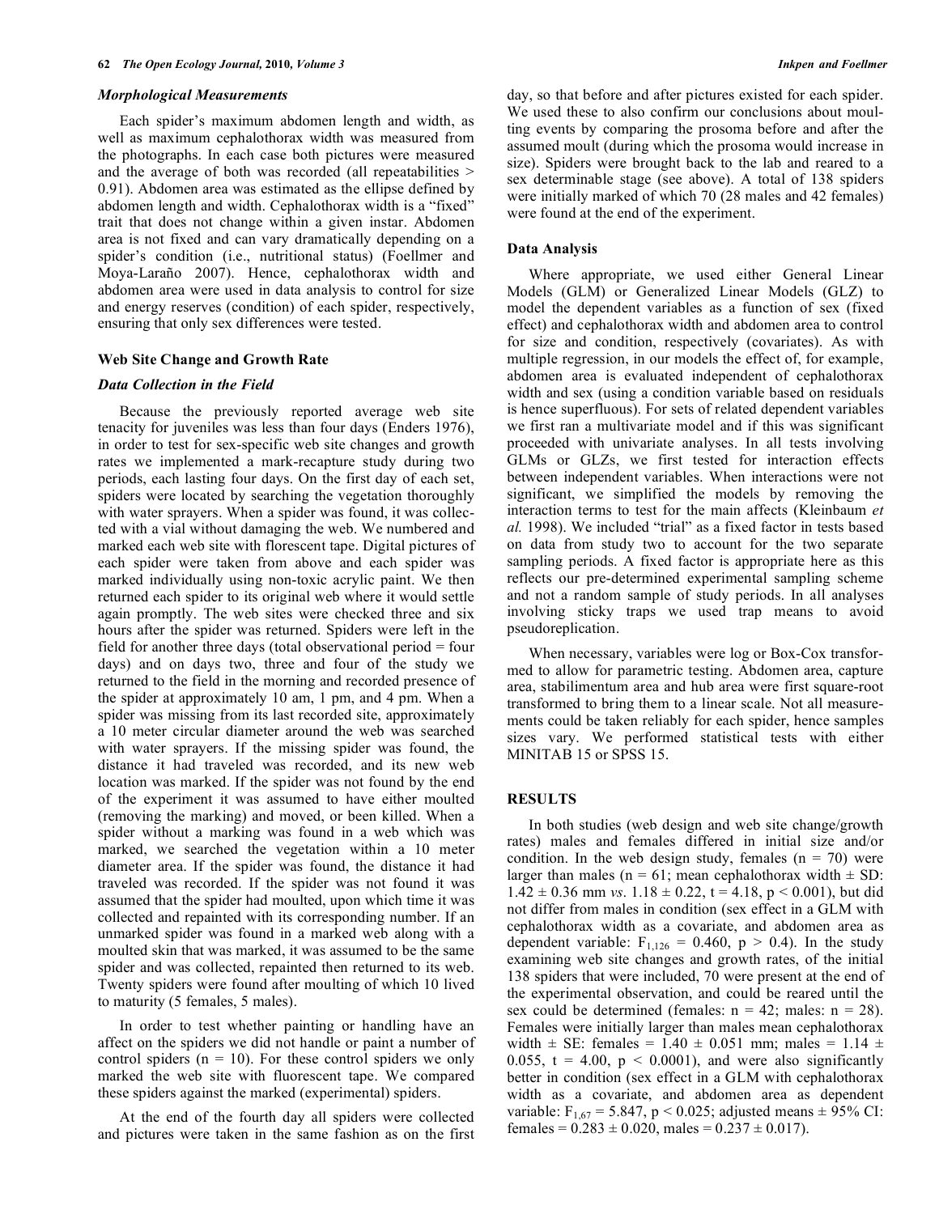### *Morphological Measurements*

Each spider's maximum abdomen length and width, as well as maximum cephalothorax width was measured from the photographs. In each case both pictures were measured and the average of both was recorded (all repeatabilities > 0.91). Abdomen area was estimated as the ellipse defined by abdomen length and width. Cephalothorax width is a "fixed" trait that does not change within a given instar. Abdomen area is not fixed and can vary dramatically depending on a spider's condition (i.e., nutritional status) (Foellmer and Moya-Laraño 2007). Hence, cephalothorax width and abdomen area were used in data analysis to control for size and energy reserves (condition) of each spider, respectively, ensuring that only sex differences were tested.

## Web Site Change and Growth Rate

### *Data Collection in the Field*

Because the previously reported average web site tenacity for juveniles was less than four days (Enders 1976), in order to test for sex-specific web site changes and growth rates we implemented a mark-recapture study during two periods, each lasting four days. On the first day of each set, spiders were located by searching the vegetation thoroughly with water sprayers. When a spider was found, it was collected with a vial without damaging the web. We numbered and marked each web site with florescent tape. Digital pictures of each spider were taken from above and each spider was marked individually using non-toxic acrylic paint. We then returned each spider to its original web where it would settle again promptly. The web sites were checked three and six hours after the spider was returned. Spiders were left in the field for another three days (total observational period = four days) and on days two, three and four of the study we returned to the field in the morning and recorded presence of the spider at approximately 10 am, 1 pm, and 4 pm. When a spider was missing from its last recorded site, approximately a 10 meter circular diameter around the web was searched with water sprayers. If the missing spider was found, the distance it had traveled was recorded, and its new web location was marked. If the spider was not found by the end of the experiment it was assumed to have either moulted (removing the marking) and moved, or been killed. When a spider without a marking was found in a web which was marked, we searched the vegetation within a 10 meter diameter area. If the spider was found, the distance it had traveled was recorded. If the spider was not found it was assumed that the spider had moulted, upon which time it was collected and repainted with its corresponding number. If an unmarked spider was found in a marked web along with a moulted skin that was marked, it was assumed to be the same spider and was collected, repainted then returned to its web. Twenty spiders were found after moulting of which 10 lived to maturity (5 females, 5 males).

In order to test whether painting or handling have an affect on the spiders we did not handle or paint a number of control spiders (n = 10). For these control spiders we only marked the web site with fluorescent tape. We compared these spiders against the marked (experimental) spiders.

At the end of the fourth day all spiders were collected and pictures were taken in the same fashion as on the first day, so that before and after pictures existed for each spider. We used these to also confirm our conclusions about moulting events by comparing the prosoma before and after the assumed moult (during which the prosoma would increase in size). Spiders were brought back to the lab and reared to a sex determinable stage (see above). A total of 138 spiders were initially marked of which 70 (28 males and 42 females) were found at the end of the experiment.

## Data Analysis

Where appropriate, we used either General Linear Models (GLM) or Generalized Linear Models (GLZ) to model the dependent variables as a function of sex (fixed effect) and cephalothorax width and abdomen area to control for size and condition, respectively (covariates). As with multiple regression, in our models the effect of, for example, abdomen area is evaluated independent of cephalothorax width and sex (using a condition variable based on residuals is hence superfluous). For sets of related dependent variables we first ran a multivariate model and if this was significant proceeded with univariate analyses. In all tests involving GLMs or GLZs, we first tested for interaction effects between independent variables. When interactions were not significant, we simplified the models by removing the interaction terms to test for the main affects (Kleinbaum *et al.* 1998). We included "trial" as a fixed factor in tests based on data from study two to account for the two separate sampling periods. A fixed factor is appropriate here as this reflects our pre-determined experimental sampling scheme and not a random sample of study periods. In all analyses involving sticky traps we used trap means to avoid pseudoreplication.

When necessary, variables were log or Box-Cox transformed to allow for parametric testing. Abdomen area, capture area, stabilimentum area and hub area were first square-root transformed to bring them to a linear scale. Not all measurements could be taken reliably for each spider, hence samples sizes vary. We performed statistical tests with either MINITAB 15 or SPSS 15.

## RESULTS

In both studies (web design and web site change/growth rates) males and females differed in initial size and/or condition. In the web design study, females (n = 70) were larger than males (n = 61; mean cephalothorax width ± SD: 1.42 ± 0.36 mm *vs*. 1.18 ± 0.22, t = 4.18, $p < 0.001$), but did not differ from males in condition (sex effect in a GLM with cephalothorax width as a covariate, and abdomen area as dependent variable: $F_{1,126} = 0.460$, $p > 0.4$). In the study examining web site changes and growth rates, of the initial 138 spiders that were included, 70 were present at the end of the experimental observation, and could be reared until the sex could be determined (females: n = 42; males: n = 28). Females were initially larger than males mean cephalothorax width ± SE: females = 1.40 ± 0.051 mm; males = 1.14 ± 0.055, t = 4.00, $p < 0.0001$), and were also significantly better in condition (sex effect in a GLM with cephalothorax width as a covariate, and abdomen area as dependent variable: $F_{1,67} = 5.847$, $p < 0.025$; adjusted means ± 95% CI: females = 0.283 ± 0.020, males = 0.237 ± 0.017).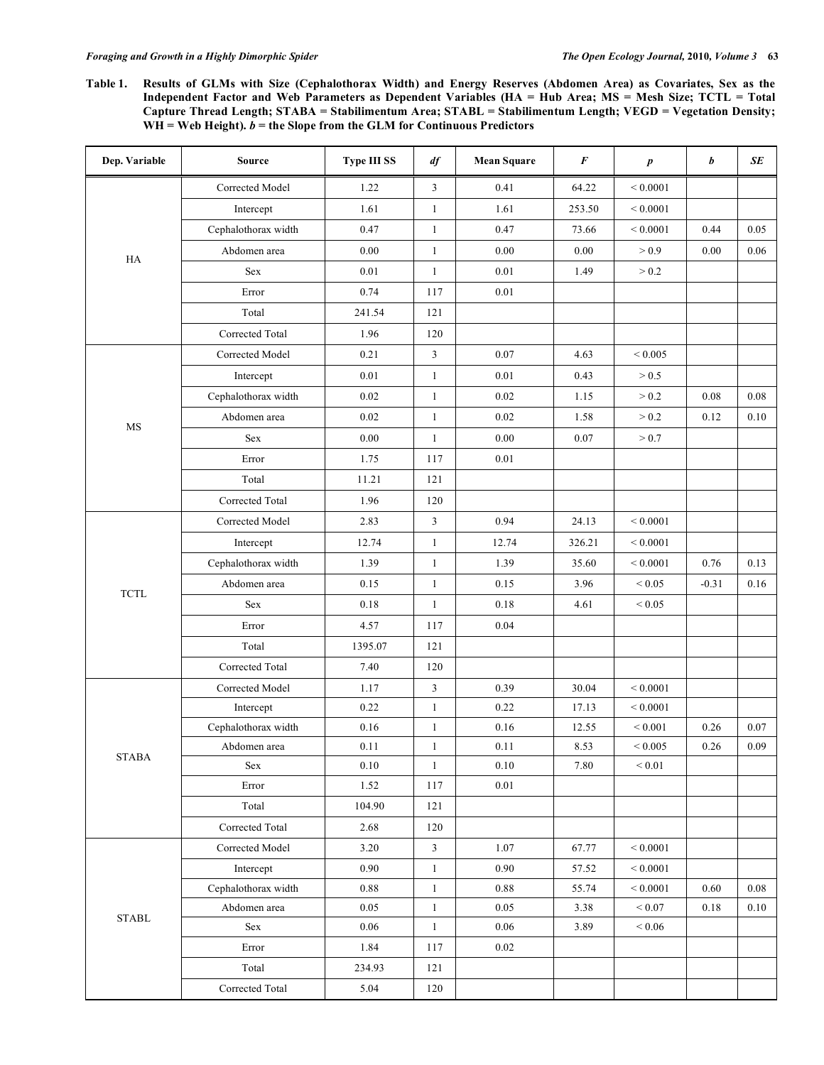**Table 1. Results of GLMs with Size (Cephalothorax Width) and Energy Reserves (Abdomen Area) as Covariates, Sex as the Independent Factor and Web Parameters as Dependent Variables (HA = Hub Area; MS = Mesh Size; TCTL = Total Capture Thread Length; STABA = Stabilimentum Area; STABL = Stabilimentum Length; VEGD = Vegetation Density; WH = Web Height).** ***b*** **= the Slope from the GLM for Continuous Predictors**

| Dep. Variable | Source | Type III SS | *df* | Mean Square | *F* | *p* | *b* | *SE* |
|---|---|---|---|---|---|---|---|---|
| HA | Corrected Model | 1.22 | 3 | 0.41 | 64.22 | < 0.0001 | | |
| | Intercept | 1.61 | 1 | 1.61 | 253.50 | < 0.0001 | | |
| | Cephalothorax width | 0.47 | 1 | 0.47 | 73.66 | < 0.0001 | 0.44 | 0.05 |
| | Abdomen area | 0.00 | 1 | 0.00 | 0.00 | > 0.9 | 0.00 | 0.06 |
| | Sex | 0.01 | 1 | 0.01 | 1.49 | > 0.2 | | |
| | Error | 0.74 | 117 | 0.01 | | | | |
| | Total | 241.54 | 121 | | | | | |
| | Corrected Total | 1.96 | 120 | | | | | |
| MS | Corrected Model | 0.21 | 3 | 0.07 | 4.63 | < 0.005 | | |
| | Intercept | 0.01 | 1 | 0.01 | 0.43 | > 0.5 | | |
| | Cephalothorax width | 0.02 | 1 | 0.02 | 1.15 | > 0.2 | 0.08 | 0.08 |
| | Abdomen area | 0.02 | 1 | 0.02 | 1.58 | > 0.2 | 0.12 | 0.10 |
| | Sex | 0.00 | 1 | 0.00 | 0.07 | > 0.7 | | |
| | Error | 1.75 | 117 | 0.01 | | | | |
| | Total | 11.21 | 121 | | | | | |
| | Corrected Total | 1.96 | 120 | | | | | |
| TCTL | Corrected Model | 2.83 | 3 | 0.94 | 24.13 | < 0.0001 | | |
| | Intercept | 12.74 | 1 | 12.74 | 326.21 | < 0.0001 | | |
| | Cephalothorax width | 1.39 | 1 | 1.39 | 35.60 | < 0.0001 | 0.76 | 0.13 |
| | Abdomen area | 0.15 | 1 | 0.15 | 3.96 | < 0.05 | -0.31 | 0.16 |
| | Sex | 0.18 | 1 | 0.18 | 4.61 | < 0.05 | | |
| | Error | 4.57 | 117 | 0.04 | | | | |
| | Total | 1395.07 | 121 | | | | | |
| | Corrected Total | 7.40 | 120 | | | | | |
| STABA | Corrected Model | 1.17 | 3 | 0.39 | 30.04 | < 0.0001 | | |
| | Intercept | 0.22 | 1 | 0.22 | 17.13 | < 0.0001 | | |
| | Cephalothorax width | 0.16 | 1 | 0.16 | 12.55 | < 0.001 | 0.26 | 0.07 |
| | Abdomen area | 0.11 | 1 | 0.11 | 8.53 | < 0.005 | 0.26 | 0.09 |
| | Sex | 0.10 | 1 | 0.10 | 7.80 | < 0.01 | | |
| | Error | 1.52 | 117 | 0.01 | | | | |
| | Total | 104.90 | 121 | | | | | |
| | Corrected Total | 2.68 | 120 | | | | | |
| STABL | Corrected Model | 3.20 | 3 | 1.07 | 67.77 | < 0.0001 | | |
| | Intercept | 0.90 | 1 | 0.90 | 57.52 | < 0.0001 | | |
| | Cephalothorax width | 0.88 | 1 | 0.88 | 55.74 | < 0.0001 | 0.60 | 0.08 |
| | Abdomen area | 0.05 | 1 | 0.05 | 3.38 | < 0.07 | 0.18 | 0.10 |
| | Sex | 0.06 | 1 | 0.06 | 3.89 | < 0.06 | | |
| | Error | 1.84 | 117 | 0.02 | | | | |
| | Total | 234.93 | 121 | | | | | |
| | Corrected Total | 5.04 | 120 | | | | | |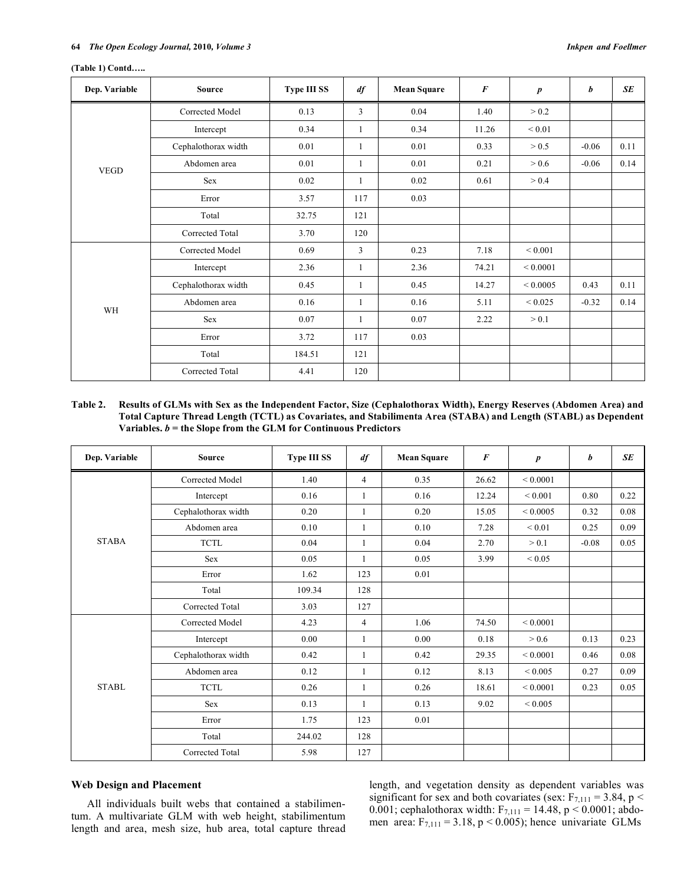(Table 1) Contd…..

| Dep. Variable | Source | Type III SS | *df* | Mean Square | *F* | *p* | *b* | *SE* |
|---|---|---|---|---|---|---|---|---|
| VEGD | Corrected Model | 0.13 | 3 | 0.04 | 1.40 | > 0.2 | | |
| | Intercept | 0.34 | 1 | 0.34 | 11.26 | < 0.01 | | |
| | Cephalothorax width | 0.01 | 1 | 0.01 | 0.33 | > 0.5 | -0.06 | 0.11 |
| | Abdomen area | 0.01 | 1 | 0.01 | 0.21 | > 0.6 | -0.06 | 0.14 |
| | Sex | 0.02 | 1 | 0.02 | 0.61 | > 0.4 | | |
| | Error | 3.57 | 117 | 0.03 | | | | |
| | Total | 32.75 | 121 | | | | | |
| | Corrected Total | 3.70 | 120 | | | | | |
| WH | Corrected Model | 0.69 | 3 | 0.23 | 7.18 | < 0.001 | | |
| | Intercept | 2.36 | 1 | 2.36 | 74.21 | < 0.0001 | | |
| | Cephalothorax width | 0.45 | 1 | 0.45 | 14.27 | < 0.0005 | 0.43 | 0.11 |
| | Abdomen area | 0.16 | 1 | 0.16 | 5.11 | < 0.025 | -0.32 | 0.14 |
| | Sex | 0.07 | 1 | 0.07 | 2.22 | > 0.1 | | |
| | Error | 3.72 | 117 | 0.03 | | | | |
| | Total | 184.51 | 121 | | | | | |
| | Corrected Total | 4.41 | 120 | | | | | |

**Table 2. Results of GLMs with Sex as the Independent Factor, Size (Cephalothorax Width), Energy Reserves (Abdomen Area) and Total Capture Thread Length (TCTL) as Covariates, and Stabilimenta Area (STABA) and Length (STABL) as Dependent Variables. *b* = the Slope from the GLM for Continuous Predictors**

| Dep. Variable | Source | Type III SS | *df* | Mean Square | *F* | *p* | *b* | *SE* |
|---|---|---|---|---|---|---|---|---|
| STABA | Corrected Model | 1.40 | 4 | 0.35 | 26.62 | < 0.0001 | | |
| | Intercept | 0.16 | 1 | 0.16 | 12.24 | < 0.001 | 0.80 | 0.22 |
| | Cephalothorax width | 0.20 | 1 | 0.20 | 15.05 | < 0.0005 | 0.32 | 0.08 |
| | Abdomen area | 0.10 | 1 | 0.10 | 7.28 | < 0.01 | 0.25 | 0.09 |
| | TCTL | 0.04 | 1 | 0.04 | 2.70 | > 0.1 | -0.08 | 0.05 |
| | Sex | 0.05 | 1 | 0.05 | 3.99 | < 0.05 | | |
| | Error | 1.62 | 123 | 0.01 | | | | |
| | Total | 109.34 | 128 | | | | | |
| | Corrected Total | 3.03 | 127 | | | | | |
| STABL | Corrected Model | 4.23 | 4 | 1.06 | 74.50 | < 0.0001 | | |
| | Intercept | 0.00 | 1 | 0.00 | 0.18 | > 0.6 | 0.13 | 0.23 |
| | Cephalothorax width | 0.42 | 1 | 0.42 | 29.35 | < 0.0001 | 0.46 | 0.08 |
| | Abdomen area | 0.12 | 1 | 0.12 | 8.13 | < 0.005 | 0.27 | 0.09 |
| | TCTL | 0.26 | 1 | 0.26 | 18.61 | < 0.0001 | 0.23 | 0.05 |
| | Sex | 0.13 | 1 | 0.13 | 9.02 | < 0.005 | | |
| | Error | 1.75 | 123 | 0.01 | | | | |
| | Total | 244.02 | 128 | | | | | |
| | Corrected Total | 5.98 | 127 | | | | | |

### Web Design and Placement

All individuals built webs that contained a stabilimentum. A multivariate GLM with web height, stabilimentum length and area, mesh size, hub area, total capture thread length, and vegetation density as dependent variables was significant for sex and both covariates (sex: $F_{7,111} = 3.84$, $p < 0.001$; cephalothorax width: $F_{7,111} = 14.48$, $p < 0.0001$; abdomen area: $F_{7,111} = 3.18$, $p < 0.005$); hence univariate GLMs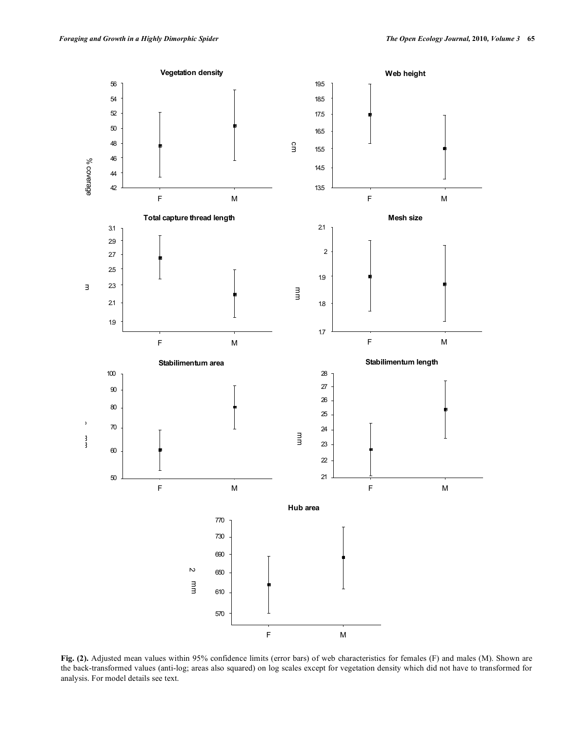**Fig. (2).** Adjusted mean values within 95% confidence limits (error bars) of web characteristics for females (F) and males (M). Shown are the back-transformed values (anti-log; areas also squared) on log scales except for vegetation density which did not have to transformed for analysis. For model details see text.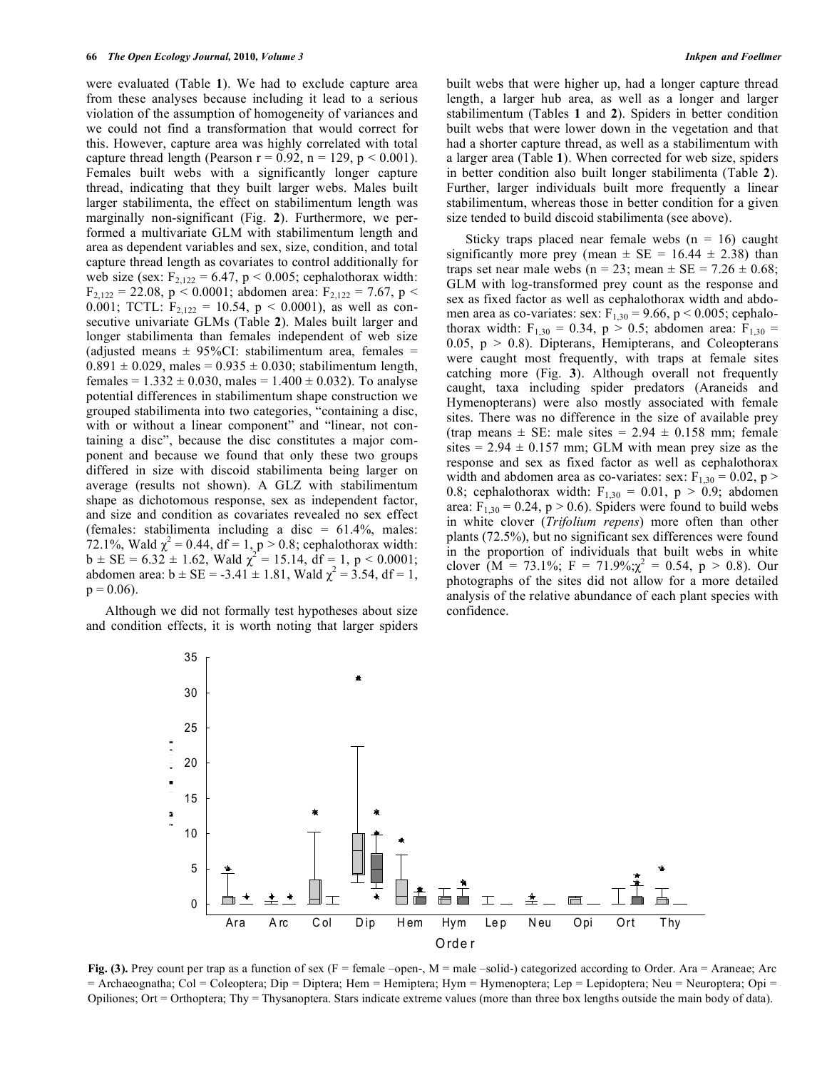were evaluated (Table **1**). We had to exclude capture area from these analyses because including it lead to a serious violation of the assumption of homogeneity of variances and we could not find a transformation that would correct for this. However, capture area was highly correlated with total capture thread length (Pearson $r = 0.92$, $n = 129$, $p < 0.001$). Females built webs with a significantly longer capture thread, indicating that they built larger webs. Males built larger stabilimenta, the effect on stabilimentum length was marginally non-significant (Fig. **2**). Furthermore, we performed a multivariate GLM with stabilimentum length and area as dependent variables and sex, size, condition, and total capture thread length as covariates to control additionally for web size (sex: $F_{2,122} = 6.47$, $p < 0.005$; cephalothorax width: $F_{2,122} = 22.08$, $p < 0.0001$; abdomen area: $F_{2,122} = 7.67$, $p < 0.001$; TCTL: $F_{2,122} = 10.54$, $p < 0.0001$), as well as consecutive univariate GLMs (Table **2**). Males built larger and longer stabilimenta than females independent of web size (adjusted means ± 95%CI: stabilimentum area, females = 0.891 ± 0.029, males = 0.935 ± 0.030; stabilimentum length, females = 1.332 ± 0.030, males = 1.400 ± 0.032). To analyse potential differences in stabilimentum shape construction we grouped stabilimenta into two categories, "containing a disc, with or without a linear component" and "linear, not containing a disc", because the disc constitutes a major component and because we found that only these two groups differed in size with discoid stabilimenta being larger on average (results not shown). A GLZ with stabilimentum shape as dichotomous response, sex as independent factor, and size and condition as covariates revealed no sex effect (females: stabilimenta including a disc = 61.4%, males: 72.1%, Wald $\chi^2 = 0.44$, df = 1, $p > 0.8$; cephalothorax width: $b \pm SE = 6.32 \pm 1.62$, Wald $\chi^2 = 15.14$, df = 1, $p < 0.0001$; abdomen area: $b \pm SE = -3.41 \pm 1.81$, Wald $\chi^2 = 3.54$, df = 1, $p = 0.06$).

Although we did not formally test hypotheses about size and condition effects, it is worth noting that larger spiders built webs that were higher up, had a longer capture thread length, a larger hub area, as well as a longer and larger stabilimentum (Tables **1** and **2**). Spiders in better condition built webs that were lower down in the vegetation and that had a shorter capture thread, as well as a stabilimentum with a larger area (Table **1**). When corrected for web size, spiders in better condition also built longer stabilimenta (Table **2**). Further, larger individuals built more frequently a linear stabilimentum, whereas those in better condition for a given size tended to build discoid stabilimenta (see above).

Sticky traps placed near female webs ($n = 16$) caught significantly more prey (mean ± SE = 16.44 ± 2.38) than traps set near male webs ($n = 23$; mean ± SE = 7.26 ± 0.68; GLM with log-transformed prey count as the response and sex as fixed factor as well as cephalothorax width and abdomen area as co-variates: sex: $F_{1,30} = 9.66$, $p < 0.005$; cephalothorax width: $F_{1,30} = 0.34$, $p > 0.5$; abdomen area: $F_{1,30} = 0.05$, $p > 0.8$). Dipterans, Hemipterans, and Coleopterans were caught most frequently, with traps at female sites catching more (Fig. **3**). Although overall not frequently caught, taxa including spider predators (Araneids and Hymenopterans) were also mostly associated with female sites. There was no difference in the size of available prey (trap means ± SE: male sites = 2.94 ± 0.158 mm; female sites = 2.94 ± 0.157 mm; GLM with mean prey size as the response and sex as fixed factor as well as cephalothorax width and abdomen area as co-variates: sex: $F_{1,30} = 0.02$, $p > 0.8$; cephalothorax width: $F_{1,30} = 0.01$, $p > 0.9$; abdomen area: $F_{1,30} = 0.24$, $p > 0.6$). Spiders were found to build webs in white clover (*Trifolium repens*) more often than other plants (72.5%), but no significant sex differences were found in the proportion of individuals that built webs in white clover (M = 73.1%; F = 71.9%; $\chi^2 = 0.54$, $p > 0.8$). Our photographs of the sites did not allow for a more detailed analysis of the relative abundance of each plant species with confidence.

**Fig. (3).** Prey count per trap as a function of sex (F = female –open-, M = male –solid-) categorized according to Order. Ara = Araneae; Arc = Archaeognatha; Col = Coleoptera; Dip = Diptera; Hem = Hemiptera; Hym = Hymenoptera; Lep = Lepidoptera; Neu = Neuroptera; Opi = Opiliones; Ort = Orthoptera; Thy = Thysanoptera. Stars indicate extreme values (more than three box lengths outside the main body of data).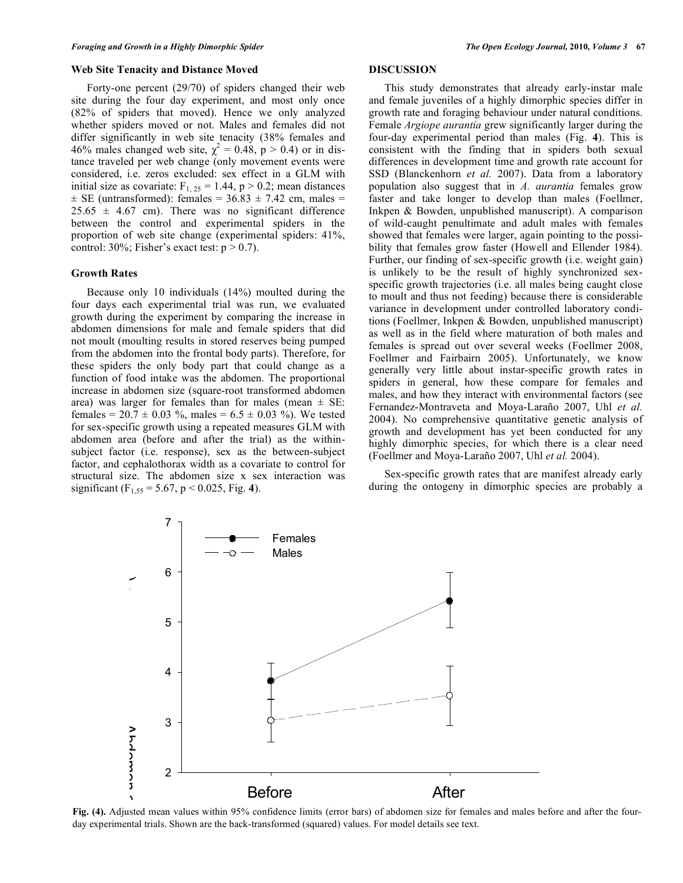### Web Site Tenacity and Distance Moved

Forty-one percent (29/70) of spiders changed their web site during the four day experiment, and most only once (82% of spiders that moved). Hence we only analyzed whether spiders moved or not. Males and females did not differ significantly in web site tenacity (38% females and 46% males changed web site, $\chi^2 = 0.48$, $p > 0.4$) or in distance traveled per web change (only movement events were considered, i.e. zeros excluded: sex effect in a GLM with initial size as covariate: $F_{1, 25} = 1.44$, $p > 0.2$; mean distances ± SE (untransformed): females = 36.83 ± 7.42 cm, males = 25.65 ± 4.67 cm). There was no significant difference between the control and experimental spiders in the proportion of web site change (experimental spiders: 41%, control: 30%; Fisher's exact test: $p > 0.7$).

### Growth Rates

Because only 10 individuals (14%) moulted during the four days each experimental trial was run, we evaluated growth during the experiment by comparing the increase in abdomen dimensions for male and female spiders that did not moult (moulting results in stored reserves being pumped from the abdomen into the frontal body parts). Therefore, for these spiders the only body part that could change as a function of food intake was the abdomen. The proportional increase in abdomen size (square-root transformed abdomen area) was larger for females than for males (mean ± SE: females = 20.7 ± 0.03 %, males = 6.5 ± 0.03 %). We tested for sex-specific growth using a repeated measures GLM with abdomen area (before and after the trial) as the within-subject factor (i.e. response), sex as the between-subject factor, and cephalothorax width as a covariate to control for structural size. The abdomen size x sex interaction was significant ($F_{1,55} = 5.67$, $p < 0.025$, Fig. **4**).

## DISCUSSION

This study demonstrates that already early-instar male and female juveniles of a highly dimorphic species differ in growth rate and foraging behaviour under natural conditions. Female *Argiope aurantia* grew significantly larger during the four-day experimental period than males (Fig. **4**). This is consistent with the finding that in spiders both sexual differences in development time and growth rate account for SSD (Blanckenhorn *et al.* 2007). Data from a laboratory population also suggest that in *A. aurantia* females grow faster and take longer to develop than males (Foellmer, Inkpen & Bowden, unpublished manuscript). A comparison of wild-caught penultimate and adult males with females showed that females were larger, again pointing to the possibility that females grow faster (Howell and Ellender 1984). Further, our finding of sex-specific growth (i.e. weight gain) is unlikely to be the result of highly synchronized sex-specific growth trajectories (i.e. all males being caught close to moult and thus not feeding) because there is considerable variance in development under controlled laboratory conditions (Foellmer, Inkpen & Bowden, unpublished manuscript) as well as in the field where maturation of both males and females is spread out over several weeks (Foellmer 2008, Foellmer and Fairbairn 2005). Unfortunately, we know generally very little about instar-specific growth rates in spiders in general, how these compare for females and males, and how they interact with environmental factors (see Fernandez-Montraveta and Moya-Laraño 2007, Uhl *et al.* 2004). No comprehensive quantitative genetic analysis of growth and development has yet been conducted for any highly dimorphic species, for which there is a clear need (Foellmer and Moya-Laraño 2007, Uhl *et al.* 2004).

Sex-specific growth rates that are manifest already early during the ontogeny in dimorphic species are probably a

**Fig. (4).** Adjusted mean values within 95% confidence limits (error bars) of abdomen size for females and males before and after the four-day experimental trials. Shown are the back-transformed (squared) values. For model details see text.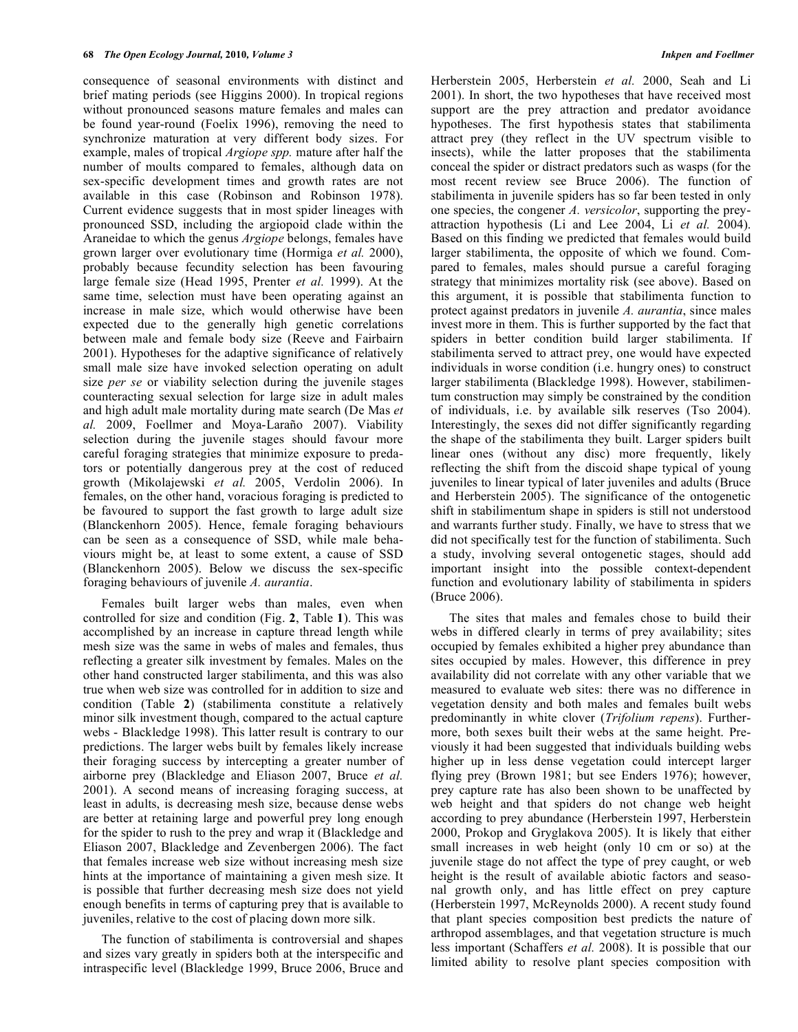consequence of seasonal environments with distinct and brief mating periods (see Higgins 2000). In tropical regions without pronounced seasons mature females and males can be found year-round (Foelix 1996), removing the need to synchronize maturation at very different body sizes. For example, males of tropical *Argiope spp.* mature after half the number of moults compared to females, although data on sex-specific development times and growth rates are not available in this case (Robinson and Robinson 1978). Current evidence suggests that in most spider lineages with pronounced SSD, including the argiopoid clade within the Araneidae to which the genus *Argiope* belongs, females have grown larger over evolutionary time (Hormiga *et al.* 2000), probably because fecundity selection has been favouring large female size (Head 1995, Prenter *et al.* 1999). At the same time, selection must have been operating against an increase in male size, which would otherwise have been expected due to the generally high genetic correlations between male and female body size (Reeve and Fairbairn 2001). Hypotheses for the adaptive significance of relatively small male size have invoked selection operating on adult size *per se* or viability selection during the juvenile stages counteracting sexual selection for large size in adult males and high adult male mortality during mate search (De Mas *et al.* 2009, Foellmer and Moya-Laraño 2007). Viability selection during the juvenile stages should favour more careful foraging strategies that minimize exposure to predators or potentially dangerous prey at the cost of reduced growth (Mikolajewski *et al.* 2005, Verdolin 2006). In females, on the other hand, voracious foraging is predicted to be favoured to support the fast growth to large adult size (Blanckenhorn 2005). Hence, female foraging behaviours can be seen as a consequence of SSD, while male behaviours might be, at least to some extent, a cause of SSD (Blanckenhorn 2005). Below we discuss the sex-specific foraging behaviours of juvenile *A. aurantia*.

Females built larger webs than males, even when controlled for size and condition (Fig. **2**, Table **1**). This was accomplished by an increase in capture thread length while mesh size was the same in webs of males and females, thus reflecting a greater silk investment by females. Males on the other hand constructed larger stabilimenta, and this was also true when web size was controlled for in addition to size and condition (Table **2**) (stabilimenta constitute a relatively minor silk investment though, compared to the actual capture webs - Blackledge 1998). This latter result is contrary to our predictions. The larger webs built by females likely increase their foraging success by intercepting a greater number of airborne prey (Blackledge and Eliason 2007, Bruce *et al.* 2001). A second means of increasing foraging success, at least in adults, is decreasing mesh size, because dense webs are better at retaining large and powerful prey long enough for the spider to rush to the prey and wrap it (Blackledge and Eliason 2007, Blackledge and Zevenbergen 2006). The fact that females increase web size without increasing mesh size hints at the importance of maintaining a given mesh size. It is possible that further decreasing mesh size does not yield enough benefits in terms of capturing prey that is available to juveniles, relative to the cost of placing down more silk.

The function of stabilimenta is controversial and shapes and sizes vary greatly in spiders both at the interspecific and intraspecific level (Blackledge 1999, Bruce 2006, Bruce and Herberstein 2005, Herberstein *et al.* 2000, Seah and Li 2001). In short, the two hypotheses that have received most support are the prey attraction and predator avoidance hypotheses. The first hypothesis states that stabilimenta attract prey (they reflect in the UV spectrum visible to insects), while the latter proposes that the stabilimenta conceal the spider or distract predators such as wasps (for the most recent review see Bruce 2006). The function of stabilimenta in juvenile spiders has so far been tested in only one species, the congener *A. versicolor*, supporting the prey-attraction hypothesis (Li and Lee 2004, Li *et al.* 2004). Based on this finding we predicted that females would build larger stabilimenta, the opposite of which we found. Compared to females, males should pursue a careful foraging strategy that minimizes mortality risk (see above). Based on this argument, it is possible that stabilimenta function to protect against predators in juvenile *A. aurantia*, since males invest more in them. This is further supported by the fact that spiders in better condition build larger stabilimenta. If stabilimenta served to attract prey, one would have expected individuals in worse condition (i.e. hungry ones) to construct larger stabilimenta (Blackledge 1998). However, stabilimentum construction may simply be constrained by the condition of individuals, i.e. by available silk reserves (Tso 2004). Interestingly, the sexes did not differ significantly regarding the shape of the stabilimenta they built. Larger spiders built linear ones (without any disc) more frequently, likely reflecting the shift from the discoid shape typical of young juveniles to linear typical of later juveniles and adults (Bruce and Herberstein 2005). The significance of the ontogenetic shift in stabilimentum shape in spiders is still not understood and warrants further study. Finally, we have to stress that we did not specifically test for the function of stabilimenta. Such a study, involving several ontogenetic stages, should add important insight into the possible context-dependent function and evolutionary lability of stabilimenta in spiders (Bruce 2006).

The sites that males and females chose to build their webs in differed clearly in terms of prey availability; sites occupied by females exhibited a higher prey abundance than sites occupied by males. However, this difference in prey availability did not correlate with any other variable that we measured to evaluate web sites: there was no difference in vegetation density and both males and females built webs predominantly in white clover (*Trifolium repens*). Furthermore, both sexes built their webs at the same height. Previously it had been suggested that individuals building webs higher up in less dense vegetation could intercept larger flying prey (Brown 1981; but see Enders 1976); however, prey capture rate has also been shown to be unaffected by web height and that spiders do not change web height according to prey abundance (Herberstein 1997, Herberstein 2000, Prokop and Gryglakova 2005). It is likely that either small increases in web height (only 10 cm or so) at the juvenile stage do not affect the type of prey caught, or web height is the result of available abiotic factors and seasonal growth only, and has little effect on prey capture (Herberstein 1997, McReynolds 2000). A recent study found that plant species composition best predicts the nature of arthropod assemblages, and that vegetation structure is much less important (Schaffers *et al.* 2008). It is possible that our limited ability to resolve plant species composition with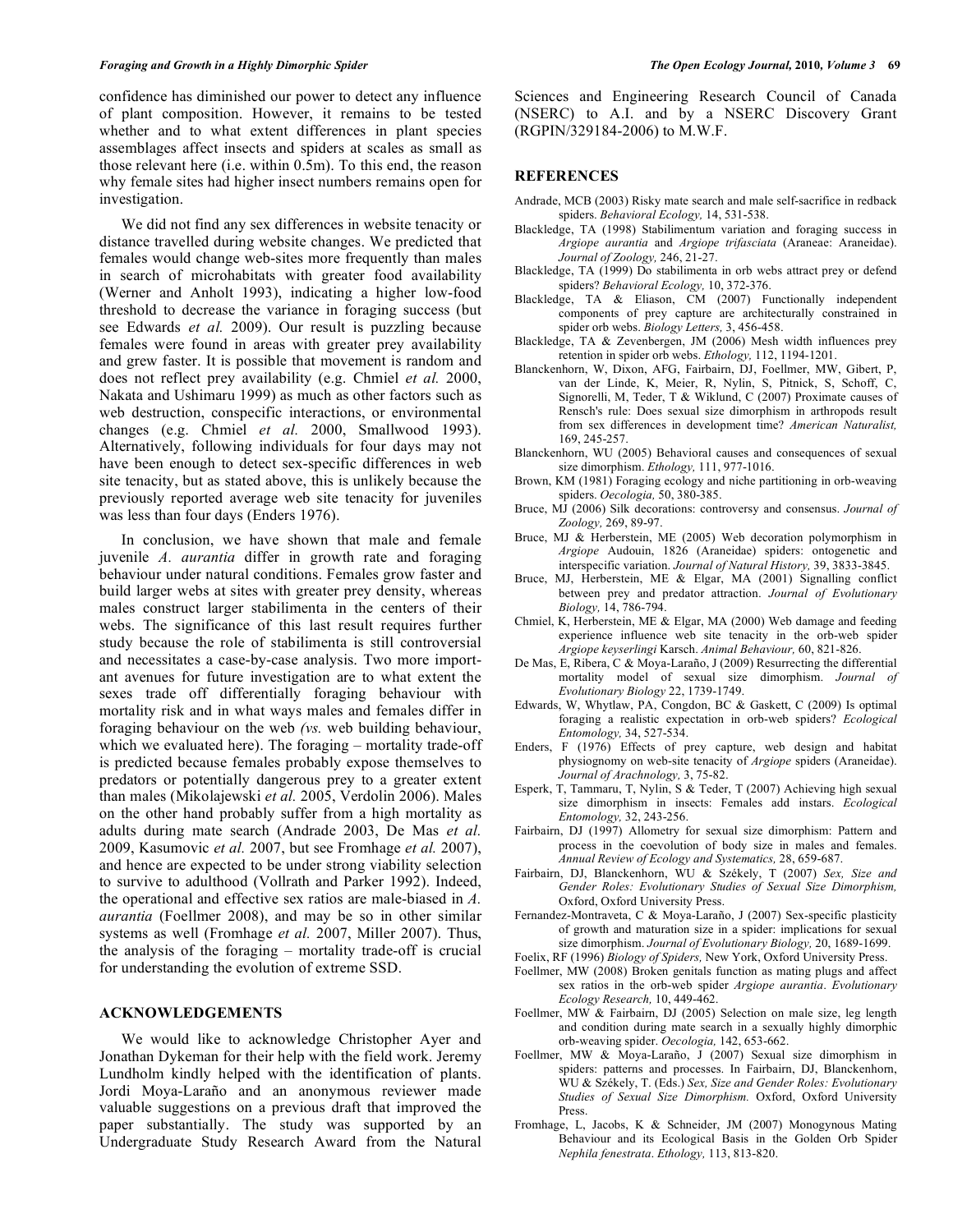confidence has diminished our power to detect any influence of plant composition. However, it remains to be tested whether and to what extent differences in plant species assemblages affect insects and spiders at scales as small as those relevant here (i.e. within 0.5m). To this end, the reason why female sites had higher insect numbers remains open for investigation.

We did not find any sex differences in website tenacity or distance travelled during website changes. We predicted that females would change web-sites more frequently than males in search of microhabitats with greater food availability (Werner and Anholt 1993), indicating a higher low-food threshold to decrease the variance in foraging success (but see Edwards *et al.* 2009). Our result is puzzling because females were found in areas with greater prey availability and grew faster. It is possible that movement is random and does not reflect prey availability (e.g. Chmiel *et al.* 2000, Nakata and Ushimaru 1999) as much as other factors such as web destruction, conspecific interactions, or environmental changes (e.g. Chmiel *et al.* 2000, Smallwood 1993). Alternatively, following individuals for four days may not have been enough to detect sex-specific differences in web site tenacity, but as stated above, this is unlikely because the previously reported average web site tenacity for juveniles was less than four days (Enders 1976).

In conclusion, we have shown that male and female juvenile *A. aurantia* differ in growth rate and foraging behaviour under natural conditions. Females grow faster and build larger webs at sites with greater prey density, whereas males construct larger stabilimenta in the centers of their webs. The significance of this last result requires further study because the role of stabilimenta is still controversial and necessitates a case-by-case analysis. Two more important avenues for future investigation are to what extent the sexes trade off differentially foraging behaviour with mortality risk and in what ways males and females differ in foraging behaviour on the web *(vs.* web building behaviour, which we evaluated here). The foraging – mortality trade-off is predicted because females probably expose themselves to predators or potentially dangerous prey to a greater extent than males (Mikolajewski *et al.* 2005, Verdolin 2006). Males on the other hand probably suffer from a high mortality as adults during mate search (Andrade 2003, De Mas *et al.* 2009, Kasumovic *et al.* 2007, but see Fromhage *et al.* 2007), and hence are expected to be under strong viability selection to survive to adulthood (Vollrath and Parker 1992). Indeed, the operational and effective sex ratios are male-biased in *A. aurantia* (Foellmer 2008), and may be so in other similar systems as well (Fromhage *et al.* 2007, Miller 2007). Thus, the analysis of the foraging – mortality trade-off is crucial for understanding the evolution of extreme SSD.

## ACKNOWLEDGEMENTS

We would like to acknowledge Christopher Ayer and Jonathan Dykeman for their help with the field work. Jeremy Lundholm kindly helped with the identification of plants. Jordi Moya-Laraño and an anonymous reviewer made valuable suggestions on a previous draft that improved the paper substantially. The study was supported by an Undergraduate Study Research Award from the Natural Sciences and Engineering Research Council of Canada (NSERC) to A.I. and by a NSERC Discovery Grant (RGPIN/329184-2006) to M.W.F.

## REFERENCES

Andrade, MCB (2003) Risky mate search and male self-sacrifice in redback spiders. *Behavioral Ecology,* 14, 531-538.

Blackledge, TA (1998) Stabilimentum variation and foraging success in *Argiope aurantia* and *Argiope trifasciata* (Araneae: Araneidae). *Journal of Zoology,* 246, 21-27.

Blackledge, TA (1999) Do stabilimenta in orb webs attract prey or defend spiders? *Behavioral Ecology,* 10, 372-376.

Blackledge, TA & Eliason, CM (2007) Functionally independent components of prey capture are architecturally constrained in spider orb webs. *Biology Letters,* 3, 456-458.

Blackledge, TA & Zevenbergen, JM (2006) Mesh width influences prey retention in spider orb webs. *Ethology,* 112, 1194-1201.

Blanckenhorn, W, Dixon, AFG, Fairbairn, DJ, Foellmer, MW, Gibert, P, van der Linde, K, Meier, R, Nylin, S, Pitnick, S, Schoff, C, Signorelli, M, Teder, T & Wiklund, C (2007) Proximate causes of Rensch's rule: Does sexual size dimorphism in arthropods result from sex differences in development time? *American Naturalist,* 169, 245-257.

Blanckenhorn, WU (2005) Behavioral causes and consequences of sexual size dimorphism. *Ethology,* 111, 977-1016.

Brown, KM (1981) Foraging ecology and niche partitioning in orb-weaving spiders. *Oecologia,* 50, 380-385.

Bruce, MJ (2006) Silk decorations: controversy and consensus. *Journal of Zoology,* 269, 89-97.

Bruce, MJ & Herberstein, ME (2005) Web decoration polymorphism in *Argiope* Audouin, 1826 (Araneidae) spiders: ontogenetic and interspecific variation. *Journal of Natural History,* 39, 3833-3845.

Bruce, MJ, Herberstein, ME & Elgar, MA (2001) Signalling conflict between prey and predator attraction. *Journal of Evolutionary Biology,* 14, 786-794.

Chmiel, K, Herberstein, ME & Elgar, MA (2000) Web damage and feeding experience influence web site tenacity in the orb-web spider *Argiope keyserlingi* Karsch. *Animal Behaviour,* 60, 821-826.

De Mas, E, Ribera, C & Moya-Laraño, J (2009) Resurrecting the differential mortality model of sexual size dimorphism. *Journal of Evolutionary Biology* 22, 1739-1749.

Edwards, W, Whytlaw, PA, Congdon, BC & Gaskett, C (2009) Is optimal foraging a realistic expectation in orb-web spiders? *Ecological Entomology,* 34, 527-534.

Enders, F (1976) Effects of prey capture, web design and habitat physiognomy on web-site tenacity of *Argiope* spiders (Araneidae). *Journal of Arachnology,* 3, 75-82.

Esperk, T, Tammaru, T, Nylin, S & Teder, T (2007) Achieving high sexual size dimorphism in insects: Females add instars. *Ecological Entomology,* 32, 243-256.

Fairbairn, DJ (1997) Allometry for sexual size dimorphism: Pattern and process in the coevolution of body size in males and females. *Annual Review of Ecology and Systematics,* 28, 659-687.

Fairbairn, DJ, Blanckenhorn, WU & Székely, T (2007) *Sex, Size and Gender Roles: Evolutionary Studies of Sexual Size Dimorphism,* Oxford, Oxford University Press.

Fernandez-Montraveta, C & Moya-Laraño, J (2007) Sex-specific plasticity of growth and maturation size in a spider: implications for sexual size dimorphism. *Journal of Evolutionary Biology,* 20, 1689-1699.

Foelix, RF (1996) *Biology of Spiders,* New York, Oxford University Press.

Foellmer, MW (2008) Broken genitals function as mating plugs and affect sex ratios in the orb-web spider *Argiope aurantia*. *Evolutionary Ecology Research,* 10, 449-462.

Foellmer, MW & Fairbairn, DJ (2005) Selection on male size, leg length and condition during mate search in a sexually highly dimorphic orb-weaving spider. *Oecologia,* 142, 653-662.

Foellmer, MW & Moya-Laraño, J (2007) Sexual size dimorphism in spiders: patterns and processes. In Fairbairn, DJ, Blanckenhorn, WU & Székely, T. (Eds.) *Sex, Size and Gender Roles: Evolutionary Studies of Sexual Size Dimorphism.* Oxford, Oxford University Press.

Fromhage, L, Jacobs, K & Schneider, JM (2007) Monogynous Mating Behaviour and its Ecological Basis in the Golden Orb Spider *Nephila fenestrata*. *Ethology,* 113, 813-820.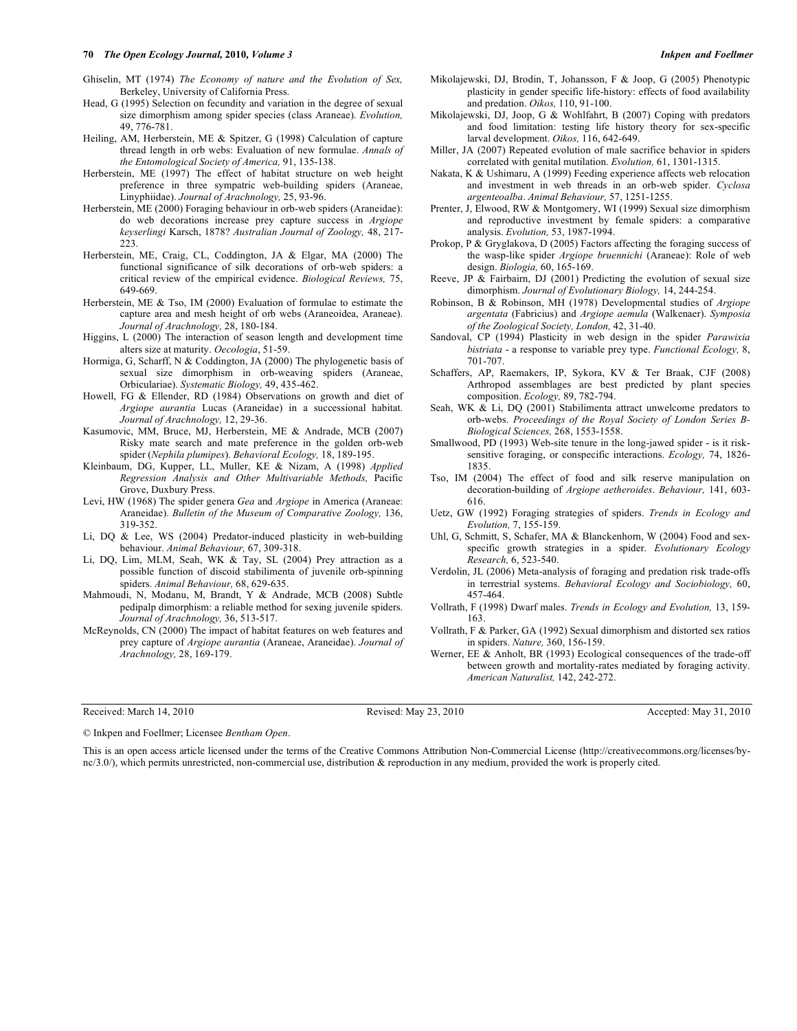Ghiselin, MT (1974) *The Economy of nature and the Evolution of Sex,* Berkeley, University of California Press.

Head, G (1995) Selection on fecundity and variation in the degree of sexual size dimorphism among spider species (class Araneae). *Evolution,* 49, 776-781.

Heiling, AM, Herberstein, ME & Spitzer, G (1998) Calculation of capture thread length in orb webs: Evaluation of new formulae. *Annals of the Entomological Society of America,* 91, 135-138.

Herberstein, ME (1997) The effect of habitat structure on web height preference in three sympatric web-building spiders (Araneae, Linyphiidae). *Journal of Arachnology,* 25, 93-96.

Herberstein, ME (2000) Foraging behaviour in orb-web spiders (Araneidae): do web decorations increase prey capture success in *Argiope keyserlingi* Karsch, 1878? *Australian Journal of Zoology,* 48, 217-223.

Herberstein, ME, Craig, CL, Coddington, JA & Elgar, MA (2000) The functional significance of silk decorations of orb-web spiders: a critical review of the empirical evidence. *Biological Reviews,* 75, 649-669.

Herberstein, ME & Tso, IM (2000) Evaluation of formulae to estimate the capture area and mesh height of orb webs (Araneoidea, Araneae). *Journal of Arachnology,* 28, 180-184.

Higgins, L (2000) The interaction of season length and development time alters size at maturity. *Oecologia*, 51-59.

Hormiga, G, Scharff, N & Coddington, JA (2000) The phylogenetic basis of sexual size dimorphism in orb-weaving spiders (Araneae, Orbiculariae). *Systematic Biology,* 49, 435-462.

Howell, FG & Ellender, RD (1984) Observations on growth and diet of *Argiope aurantia* Lucas (Araneidae) in a successional habitat. *Journal of Arachnology,* 12, 29-36.

Kasumovic, MM, Bruce, MJ, Herberstein, ME & Andrade, MCB (2007) Risky mate search and mate preference in the golden orb-web spider (*Nephila plumipes*). *Behavioral Ecology,* 18, 189-195.

Kleinbaum, DG, Kupper, LL, Muller, KE & Nizam, A (1998) *Applied Regression Analysis and Other Multivariable Methods,* Pacific Grove, Duxbury Press.

Levi, HW (1968) The spider genera *Gea* and *Argiope* in America (Araneae: Araneidae). *Bulletin of the Museum of Comparative Zoology,* 136, 319-352.

Li, DQ & Lee, WS (2004) Predator-induced plasticity in web-building behaviour. *Animal Behaviour,* 67, 309-318.

Li, DQ, Lim, MLM, Seah, WK & Tay, SL (2004) Prey attraction as a possible function of discoid stabilimenta of juvenile orb-spinning spiders. *Animal Behaviour,* 68, 629-635.

Mahmoudi, N, Modanu, M, Brandt, Y & Andrade, MCB (2008) Subtle pedipalp dimorphism: a reliable method for sexing juvenile spiders. *Journal of Arachnology,* 36, 513-517.

McReynolds, CN (2000) The impact of habitat features on web features and prey capture of *Argiope aurantia* (Araneae, Araneidae). *Journal of Arachnology,* 28, 169-179.

Mikolajewski, DJ, Brodin, T, Johansson, F & Joop, G (2005) Phenotypic plasticity in gender specific life-history: effects of food availability and predation. *Oikos,* 110, 91-100.

Mikolajewski, DJ, Joop, G & Wohlfahrt, B (2007) Coping with predators and food limitation: testing life history theory for sex-specific larval development. *Oikos,* 116, 642-649.

Miller, JA (2007) Repeated evolution of male sacrifice behavior in spiders correlated with genital mutilation. *Evolution,* 61, 1301-1315.

Nakata, K & Ushimaru, A (1999) Feeding experience affects web relocation and investment in web threads in an orb-web spider. *Cyclosa argenteoalba*. *Animal Behaviour,* 57, 1251-1255.

Prenter, J, Elwood, RW & Montgomery, WI (1999) Sexual size dimorphism and reproductive investment by female spiders: a comparative analysis. *Evolution,* 53, 1987-1994.

Prokop, P & Gryglakova, D (2005) Factors affecting the foraging success of the wasp-like spider *Argiope bruennichi* (Araneae): Role of web design. *Biologia,* 60, 165-169.

Reeve, JP & Fairbairn, DJ (2001) Predicting the evolution of sexual size dimorphism. *Journal of Evolutionary Biology,* 14, 244-254.

Robinson, B & Robinson, MH (1978) Developmental studies of *Argiope argentata* (Fabricius) and *Argiope aemula* (Walkenaer). *Symposia of the Zoological Society, London,* 42, 31-40.

Sandoval, CP (1994) Plasticity in web design in the spider *Parawixia bistriata* - a response to variable prey type. *Functional Ecology,* 8, 701-707.

Schaffers, AP, Raemakers, IP, Sykora, KV & Ter Braak, CJF (2008) Arthropod assemblages are best predicted by plant species composition. *Ecology,* 89, 782-794.

Seah, WK & Li, DQ (2001) Stabilimenta attract unwelcome predators to orb-webs. *Proceedings of the Royal Society of London Series B-Biological Sciences,* 268, 1553-1558.

Smallwood, PD (1993) Web-site tenure in the long-jawed spider - is it risk-sensitive foraging, or conspecific interactions. *Ecology,* 74, 1826-1835.

Tso, IM (2004) The effect of food and silk reserve manipulation on decoration-building of *Argiope aetheroides*. *Behaviour,* 141, 603-616.

Uetz, GW (1992) Foraging strategies of spiders. *Trends in Ecology and Evolution,* 7, 155-159.

Uhl, G, Schmitt, S, Schafer, MA & Blanckenhorn, W (2004) Food and sex-specific growth strategies in a spider. *Evolutionary Ecology Research,* 6, 523-540.

Verdolin, JL (2006) Meta-analysis of foraging and predation risk trade-offs in terrestrial systems. *Behavioral Ecology and Sociobiology,* 60, 457-464.

Vollrath, F (1998) Dwarf males. *Trends in Ecology and Evolution,* 13, 159-163.

Vollrath, F & Parker, GA (1992) Sexual dimorphism and distorted sex ratios in spiders. *Nature,* 360, 156-159.

Werner, EE & Anholt, BR (1993) Ecological consequences of the trade-off between growth and mortality-rates mediated by foraging activity. *American Naturalist,* 142, 242-272.

Received: March 14, 2010 Revised: May 23, 2010 Accepted: May 31, 2010

© Inkpen and Foellmer; Licensee *Bentham Open*.

This is an open access article licensed under the terms of the Creative Commons Attribution Non-Commercial License (http://creativecommons.org/licenses/by-nc/3.0/), which permits unrestricted, non-commercial use, distribution & reproduction in any medium, provided the work is properly cited.